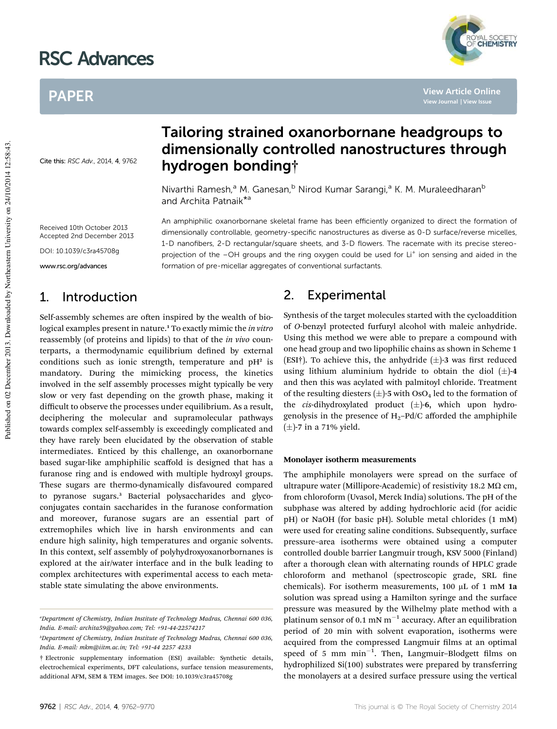# Tailoring strained oxanorbornane headgroups to dimensionally controlled nanostructures through hydrogen bonding†

Cite this: *RSC Adv.*, 2014, **4**, 9762

Nivarthi Ramesh,[a] M. Ganesan,[b] Nirod Kumar Sarangi,[a] K. M. Muraleedharan[b] and Archita Patnaik*[a]

Received 10th October 2013
Accepted 2nd December 2013

DOI: 10.1039/c3ra45708g

www.rsc.org/advances

An amphiphilic oxanorbornane skeletal frame has been efficiently organized to direct the formation of dimensionally controllable, geometry-specific nanostructures as diverse as 0-D surface/reverse micelles, 1-D nanofibers, 2-D rectangular/square sheets, and 3-D flowers. The racemate with its precise stereo-projection of the –OH groups and the ring oxygen could be used for $Li^+$ ion sensing and aided in the formation of pre-micellar aggregates of conventional surfactants.

## 1. Introduction

Self-assembly schemes are often inspired by the wealth of biological examples present in nature.[1] To exactly mimic the *in vitro* reassembly (of proteins and lipids) to that of the *in vivo* counterparts, a thermodynamic equilibrium defined by external conditions such as ionic strength, temperature and pH[2] is mandatory. During the mimicking process, the kinetics involved in the self assembly processes might typically be very slow or very fast depending on the growth phase, making it difficult to observe the processes under equilibrium. As a result, deciphering the molecular and supramolecular pathways towards complex self-assembly is exceedingly complicated and they have rarely been elucidated by the observation of stable intermediates. Enticed by this challenge, an oxanorbornane based sugar-like amphiphilic scaffold is designed that has a furanose ring and is endowed with multiple hydroxyl groups. These sugars are thermo-dynamically disfavoured compared to pyranose sugars.[3] Bacterial polysaccharides and glycoconjugates contain saccharides in the furanose conformation and moreover, furanose sugars are an essential part of extremophiles which live in harsh environments and can endure high salinity, high temperatures and organic solvents. In this context, self assembly of polyhydroxyoxanorbornanes is explored at the air/water interface and in the bulk leading to complex architectures with experimental access to each metastable state simulating the above environments.

## 2. Experimental

Synthesis of the target molecules started with the cycloaddition of *O*-benzyl protected furfuryl alcohol with maleic anhydride. Using this method we were able to prepare a compound with one head group and two lipophilic chains as shown in Scheme 1 (ESI†). To achieve this, the anhydride (±)-**3** was first reduced using lithium aluminium hydride to obtain the diol (±)-**4** and then this was acylated with palmitoyl chloride. Treatment of the resulting diesters (±)-**5** with $OsO_4$ led to the formation of the *cis*-dihydroxylated product (±)-**6**, which upon hydrogenolysis in the presence of $H_2$–Pd/C afforded the amphiphile (±)-**7** in a 71% yield.

### Monolayer isotherm measurements

The amphiphile monolayers were spread on the surface of ultrapure water (Millipore-Academic) of resistivity 18.2 MΩ cm, from chloroform (Uvasol, Merck India) solutions. The pH of the subphase was altered by adding hydrochloric acid (for acidic pH) or NaOH (for basic pH). Soluble metal chlorides (1 mM) were used for creating saline conditions. Subsequently, surface pressure–area isotherms were obtained using a computer controlled double barrier Langmuir trough, KSV 5000 (Finland) after a thorough clean with alternating rounds of HPLC grade chloroform and methanol (spectroscopic grade, SRL fine chemicals). For isotherm measurements, 100 μL of 1 mM **1a** solution was spread using a Hamilton syringe and the surface pressure was measured by the Wilhelmy plate method with a platinum sensor of 0.1 mN $m^{-1}$ accuracy. After an equilibration period of 20 min with solvent evaporation, isotherms were acquired from the compressed Langmuir films at an optimal speed of 5 mm $min^{-1}$. Then, Langmuir–Blodgett films on hydrophilized Si(100) substrates were prepared by transferring the monolayers at a desired surface pressure using the vertical

---

[a]Department of Chemistry, Indian Institute of Technology Madras, Chennai 600 036, India. E-mail: archita59@yahoo.com; Tel: +91-44-22574217

[b]Department of Chemistry, Indian Institute of Technology Madras, Chennai 600 036, India. E-mail: mkm@iitm.ac.in; Tel: +91-44 2257 4233

† Electronic supplementary information (ESI) available: Synthetic details, electrochemical experiments, DFT calculations, surface tension measurements, additional AFM, SEM & TEM images. See DOI: 10.1039/c3ra45708g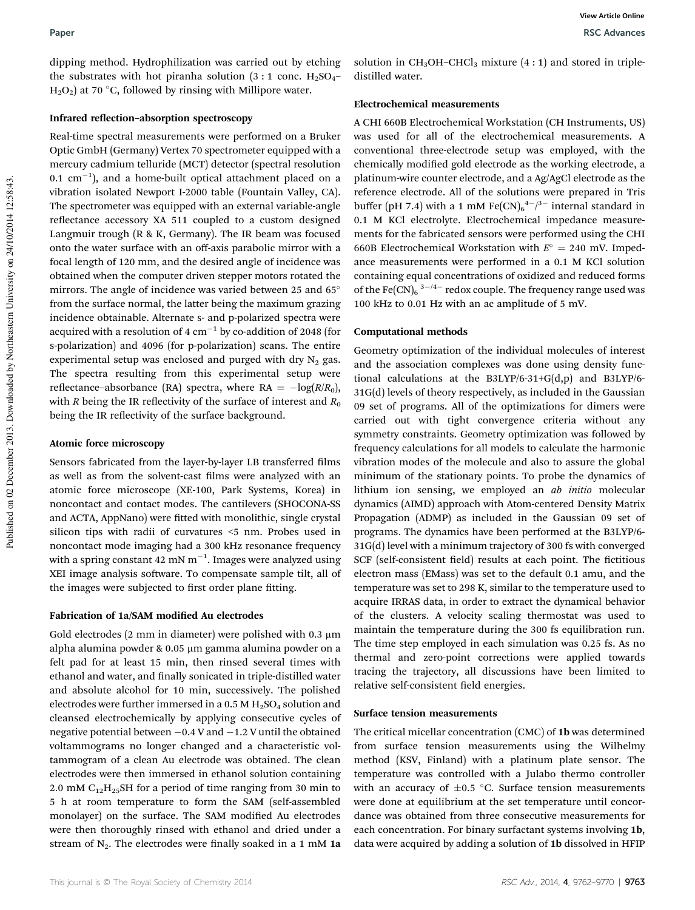dipping method. Hydrophilization was carried out by etching the substrates with hot piranha solution (3 : 1 conc. $H_2SO_4$–$H_2O_2$) at 70 °C, followed by rinsing with Millipore water.

### Infrared reflection–absorption spectroscopy

Real-time spectral measurements were performed on a Bruker Optic GmbH (Germany) Vertex 70 spectrometer equipped with a mercury cadmium telluride (MCT) detector (spectral resolution 0.1 $cm^{-1}$), and a home-built optical attachment placed on a vibration isolated Newport I-2000 table (Fountain Valley, CA). The spectrometer was equipped with an external variable-angle reflectance accessory XA 511 coupled to a custom designed Langmuir trough (R & K, Germany). The IR beam was focused onto the water surface with an off-axis parabolic mirror with a focal length of 120 mm, and the desired angle of incidence was obtained when the computer driven stepper motors rotated the mirrors. The angle of incidence was varied between 25 and 65° from the surface normal, the latter being the maximum grazing incidence obtainable. Alternate s- and p-polarized spectra were acquired with a resolution of 4 $cm^{-1}$ by co-addition of 2048 (for s-polarization) and 4096 (for p-polarization) scans. The entire experimental setup was enclosed and purged with dry $N_2$ gas. The spectra resulting from this experimental setup were reflectance–absorbance (RA) spectra, where RA = $-\log(R/R_0)$, with $R$ being the IR reflectivity of the surface of interest and $R_0$ being the IR reflectivity of the surface background.

### Atomic force microscopy

Sensors fabricated from the layer-by-layer LB transferred films as well as from the solvent-cast films were analyzed with an atomic force microscope (XE-100, Park Systems, Korea) in noncontact and contact modes. The cantilevers (SHOCONA-SS and ACTA, AppNano) were fitted with monolithic, single crystal silicon tips with radii of curvatures <5 nm. Probes used in noncontact mode imaging had a 300 kHz resonance frequency with a spring constant 42 mN $m^{-1}$. Images were analyzed using XEI image analysis software. To compensate sample tilt, all of the images were subjected to first order plane fitting.

### Fabrication of 1a/SAM modified Au electrodes

Gold electrodes (2 mm in diameter) were polished with 0.3 μm alpha alumina powder & 0.05 μm gamma alumina powder on a felt pad for at least 15 min, then rinsed several times with ethanol and water, and finally sonicated in triple-distilled water and absolute alcohol for 10 min, successively. The polished electrodes were further immersed in a 0.5 M $H_2SO_4$ solution and cleansed electrochemically by applying consecutive cycles of negative potential between −0.4 V and −1.2 V until the obtained voltammograms no longer changed and a characteristic voltammogram of a clean Au electrode was obtained. The clean electrodes were then immersed in ethanol solution containing 2.0 mM $C_{12}H_{25}SH$ for a period of time ranging from 30 min to 5 h at room temperature to form the SAM (self-assembled monolayer) on the surface. The SAM modified Au electrodes were then thoroughly rinsed with ethanol and dried under a stream of $N_2$. The electrodes were finally soaked in a 1 mM **1a** solution in $CH_3OH$–$CHCl_3$ mixture (4 : 1) and stored in triple-distilled water.

### Electrochemical measurements

A CHI 660B Electrochemical Workstation (CH Instruments, US) was used for all of the electrochemical measurements. A conventional three-electrode setup was employed, with the chemically modified gold electrode as the working electrode, a platinum-wire counter electrode, and a Ag/AgCl electrode as the reference electrode. All of the solutions were prepared in Tris buffer (pH 7.4) with a 1 mM $Fe(CN)_6^{4-/3-}$ internal standard in 0.1 M KCl electrolyte. Electrochemical impedance measurements for the fabricated sensors were performed using the CHI 660B Electrochemical Workstation with $E^\circ$ = 240 mV. Impedance measurements were performed in a 0.1 M KCl solution containing equal concentrations of oxidized and reduced forms of the $Fe(CN)_6^{3-/4-}$ redox couple. The frequency range used was 100 kHz to 0.01 Hz with an ac amplitude of 5 mV.

### Computational methods

Geometry optimization of the individual molecules of interest and the association complexes was done using density functional calculations at the B3LYP/6-31+G(d,p) and B3LYP/6-31G(d) levels of theory respectively, as included in the Gaussian 09 set of programs. All of the optimizations for dimers were carried out with tight convergence criteria without any symmetry constraints. Geometry optimization was followed by frequency calculations for all models to calculate the harmonic vibration modes of the molecule and also to assure the global minimum of the stationary points. To probe the dynamics of lithium ion sensing, we employed an *ab initio* molecular dynamics (AIMD) approach with Atom-centered Density Matrix Propagation (ADMP) as included in the Gaussian 09 set of programs. The dynamics have been performed at the B3LYP/6-31G(d) level with a minimum trajectory of 300 fs with converged SCF (self-consistent field) results at each point. The fictitious electron mass (EMass) was set to the default 0.1 amu, and the temperature was set to 298 K, similar to the temperature used to acquire IRRAS data, in order to extract the dynamical behavior of the clusters. A velocity scaling thermostat was used to maintain the temperature during the 300 fs equilibration run. The time step employed in each simulation was 0.25 fs. As no thermal and zero-point corrections were applied towards tracing the trajectory, all discussions have been limited to relative self-consistent field energies.

### Surface tension measurements

The critical micellar concentration (CMC) of **1b** was determined from surface tension measurements using the Wilhelmy method (KSV, Finland) with a platinum plate sensor. The temperature was controlled with a Julabo thermo controller with an accuracy of ±0.5 °C. Surface tension measurements were done at equilibrium at the set temperature until concordance was obtained from three consecutive measurements for each concentration. For binary surfactant systems involving **1b**, data were acquired by adding a solution of **1b** dissolved in HFIP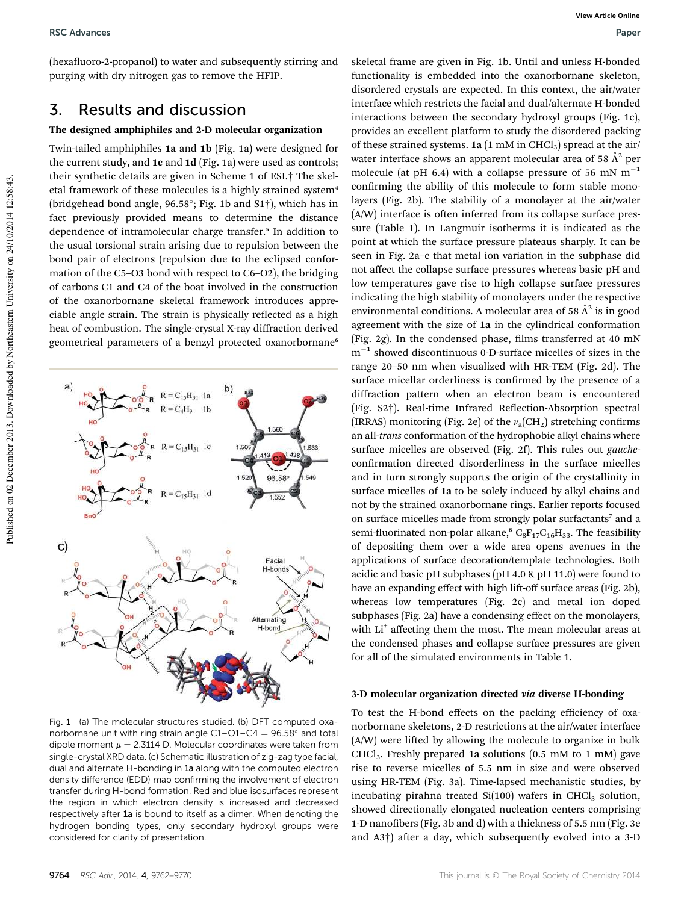(hexafluoro-2-propanol) to water and subsequently stirring and purging with dry nitrogen gas to remove the HFIP.

## 3. Results and discussion

### The designed amphiphiles and 2-D molecular organization

Twin-tailed amphiphiles **1a** and **1b** (Fig. 1a) were designed for the current study, and **1c** and **1d** (Fig. 1a) were used as controls; their synthetic details are given in Scheme 1 of ESI.† The skeletal framework of these molecules is a highly strained system[4] (bridgehead bond angle, 96.58°; Fig. 1b and S1†), which has in fact previously provided means to determine the distance dependence of intramolecular charge transfer.[5] In addition to the usual torsional strain arising due to repulsion between the bond pair of electrons (repulsion due to the eclipsed conformation of the C5–O3 bond with respect to C6–O2), the bridging of carbons C1 and C4 of the boat involved in the construction of the oxanorbornane skeletal framework introduces appreciable angle strain. The strain is physically reflected as a high heat of combustion. The single-crystal X-ray diffraction derived geometrical parameters of a benzyl protected oxanorbornane[6] skeletal frame are given in Fig. 1b. Until and unless H-bonded functionality is embedded into the oxanorbornane skeleton, disordered crystals are expected. In this context, the air/water interface which restricts the facial and dual/alternate H-bonded interactions between the secondary hydroxyl groups (Fig. 1c), provides an excellent platform to study the disordered packing of these strained systems. **1a** (1 mM in $CHCl_3$) spread at the air/water interface shows an apparent molecular area of 58 Å$^2$ per molecule (at pH 6.4) with a collapse pressure of 56 mN m$^{-1}$ confirming the ability of this molecule to form stable monolayers (Fig. 2b). The stability of a monolayer at the air/water (A/W) interface is often inferred from its collapse surface pressure (Table 1). In Langmuir isotherms it is indicated as the point at which the surface pressure plateaus sharply. It can be seen in Fig. 2a–c that metal ion variation in the subphase did not affect the collapse surface pressures whereas basic pH and low temperatures gave rise to high collapse surface pressures indicating the high stability of monolayers under the respective environmental conditions. A molecular area of 58 Å$^2$ is in good agreement with the size of **1a** in the cylindrical conformation (Fig. 2g). In the condensed phase, films transferred at 40 mN m$^{-1}$ showed discontinuous 0-D-surface micelles of sizes in the range 20–50 nm when visualized with HR-TEM (Fig. 2d). The surface micellar orderliness is confirmed by the presence of a diffraction pattern when an electron beam is encountered (Fig. S2†). Real-time Infrared Reflection-Absorption spectral (IRRAS) monitoring (Fig. 2e) of the $\nu_a(CH_2)$ stretching confirms an all-*trans* conformation of the hydrophobic alkyl chains where surface micelles are observed (Fig. 2f). This rules out *gauche*-confirmation directed disorderliness in the surface micelles and in turn strongly supports the origin of the crystallinity in surface micelles of **1a** to be solely induced by alkyl chains and not by the strained oxanorbornane rings. Earlier reports focused on surface micelles made from strongly polar surfactants[7] and a semi-fluorinated non-polar alkane,[8] $C_8F_{17}C_{16}H_{33}$. The feasibility of depositing them over a wide area opens avenues in the applications of surface decoration/template technologies. Both acidic and basic pH subphases (pH 4.0 & pH 11.0) were found to have an expanding effect with high lift-off surface areas (Fig. 2b), whereas low temperatures (Fig. 2c) and metal ion doped subphases (Fig. 2a) have a condensing effect on the monolayers, with $Li^+$ affecting them the most. The mean molecular areas at the condensed phases and collapse surface pressures are given for all of the simulated environments in Table 1.

Fig. 1 (a) The molecular structures studied. (b) DFT computed oxanorbornane unit with ring strain angle C1–O1–C4 = 96.58° and total dipole moment $\mu$ = 2.3114 D. Molecular coordinates were taken from single-crystal XRD data. (c) Schematic illustration of zig-zag type facial, dual and alternate H-bonding in **1a** along with the computed electron density difference (EDD) map confirming the involvement of electron transfer during H-bond formation. Red and blue isosurfaces represent the region in which electron density is increased and decreased respectively after **1a** is bound to itself as a dimer. When denoting the hydrogen bonding types, only secondary hydroxyl groups were considered for clarity of presentation.

### 3-D molecular organization directed *via* diverse H-bonding

To test the H-bond effects on the packing efficiency of oxanorbornane skeletons, 2-D restrictions at the air/water interface (A/W) were lifted by allowing the molecule to organize in bulk $CHCl_3$. Freshly prepared **1a** solutions (0.5 mM to 1 mM) gave rise to reverse micelles of 5.5 nm in size and were observed using HR-TEM (Fig. 3a). Time-lapsed mechanistic studies, by incubating pirahna treated Si(100) wafers in $CHCl_3$ solution, showed directionally elongated nucleation centers comprising 1-D nanofibers (Fig. 3b and d) with a thickness of 5.5 nm (Fig. 3e and A3†) after a day, which subsequently evolved into a 3-D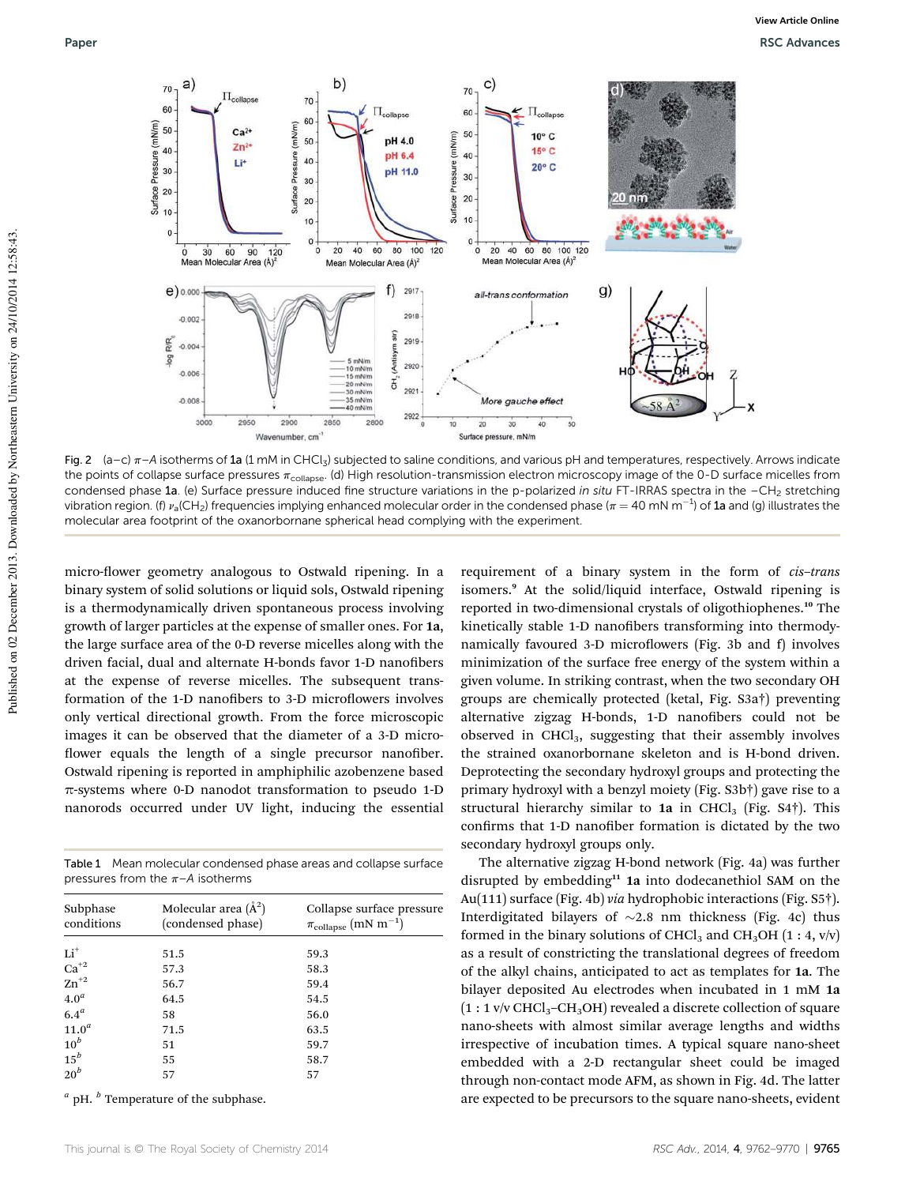Fig. 2 (a–c) $\pi$–$A$ isotherms of **1a** (1 mM in $CHCl_3$) subjected to saline conditions, and various pH and temperatures, respectively. Arrows indicate the points of collapse surface pressures $\pi_{collapse}$. (d) High resolution-transmission electron microscopy image of the 0-D surface micelles from condensed phase **1a**. (e) Surface pressure induced fine structure variations in the p-polarized *in situ* FT-IRRAS spectra in the $-CH_2$ stretching vibration region. (f) $\nu_a(CH_2)$ frequencies implying enhanced molecular order in the condensed phase ($\pi = 40$ mN $m^{-1}$) of **1a** and (g) illustrates the molecular area footprint of the oxanorbornane spherical head complying with the experiment.

micro-flower geometry analogous to Ostwald ripening. In a binary system of solid solutions or liquid sols, Ostwald ripening is a thermodynamically driven spontaneous process involving growth of larger particles at the expense of smaller ones. For **1a**, the large surface area of the 0-D reverse micelles along with the driven facial, dual and alternate H-bonds favor 1-D nanofibers at the expense of reverse micelles. The subsequent transformation of the 1-D nanofibers to 3-D microflowers involves only vertical directional growth. From the force microscopic images it can be observed that the diameter of a 3-D microflower equals the length of a single precursor nanofiber. Ostwald ripening is reported in amphiphilic azobenzene based $\pi$-systems where 0-D nanodot transformation to pseudo 1-D nanorods occurred under UV light, inducing the essential requirement of a binary system in the form of *cis–trans* isomers.[9] At the solid/liquid interface, Ostwald ripening is reported in two-dimensional crystals of oligothiophenes.[10] The kinetically stable 1-D nanofibers transforming into thermodynamically favoured 3-D microflowers (Fig. 3b and f) involves minimization of the surface free energy of the system within a given volume. In striking contrast, when the two secondary OH groups are chemically protected (ketal, Fig. S3a†) preventing alternative zigzag H-bonds, 1-D nanofibers could not be observed in $CHCl_3$, suggesting that their assembly involves the strained oxanorbornane skeleton and is H-bond driven. Deprotecting the secondary hydroxyl groups and protecting the primary hydroxyl with a benzyl moiety (Fig. S3b†) gave rise to a structural hierarchy similar to **1a** in $CHCl_3$ (Fig. S4†). This confirms that 1-D nanofiber formation is dictated by the two secondary hydroxyl groups only.

The alternative zigzag H-bond network (Fig. 4a) was further disrupted by embedding[11] **1a** into dodecanethiol SAM on the Au(111) surface (Fig. 4b) *via* hydrophobic interactions (Fig. S5†). Interdigitated bilayers of ~2.8 nm thickness (Fig. 4c) thus formed in the binary solutions of $CHCl_3$ and $CH_3OH$ (1 : 4, v/v) as a result of constricting the translational degrees of freedom of the alkyl chains, anticipated to act as templates for **1a**. The bilayer deposited Au electrodes when incubated in 1 mM **1a** (1 : 1 v/v $CHCl_3$–$CH_3OH$) revealed a discrete collection of square nano-sheets with almost similar average lengths and widths irrespective of incubation times. A typical square nano-sheet embedded with a 2-D rectangular sheet could be imaged through non-contact mode AFM, as shown in Fig. 4d. The latter are expected to be precursors to the square nano-sheets, evident

Table 1 Mean molecular condensed phase areas and collapse surface pressures from the $\pi$–$A$ isotherms

| Subphase conditions | Molecular area ($Å^2$) (condensed phase) | Collapse surface pressure $\pi_{collapse}$ (mN $m^{-1}$) |
|---|---|---|
| $Li^+$ | 51.5 | 59.3 |
| $Ca^{+2}$ | 57.3 | 58.3 |
| $Zn^{+2}$ | 56.7 | 59.4 |
| 4.0[a] | 64.5 | 54.5 |
| 6.4[a] | 58 | 56.0 |
| 11.0[a] | 71.5 | 63.5 |
| 10[b] | 51 | 59.7 |
| 15[b] | 55 | 58.7 |
| 20[b] | 57 | 57 |

[a] pH. [b] Temperature of the subphase.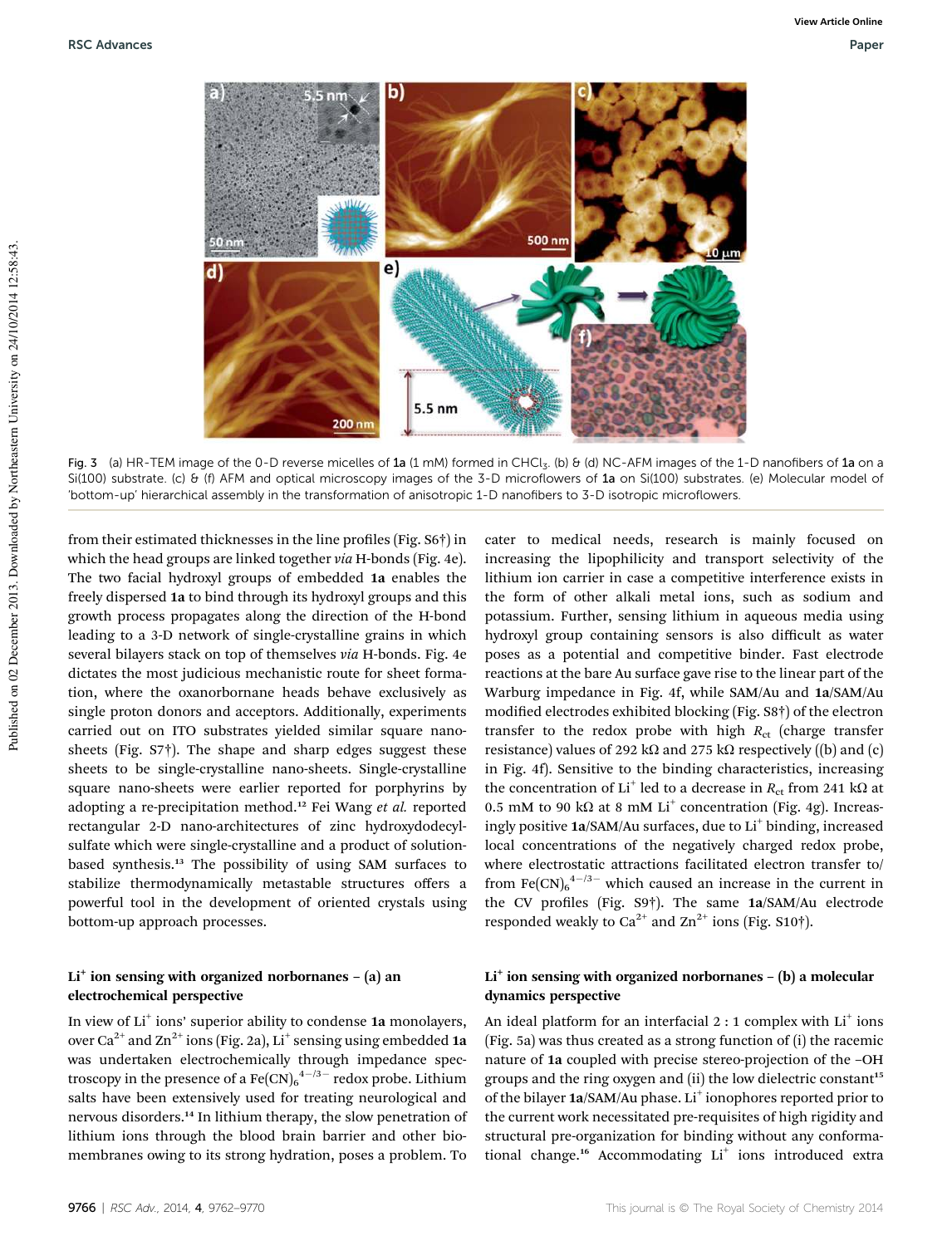Fig. 3 (a) HR-TEM image of the 0-D reverse micelles of **1a** (1 mM) formed in $CHCl_3$. (b) & (d) NC-AFM images of the 1-D nanofibers of **1a** on a Si(100) substrate. (c) & (f) AFM and optical microscopy images of the 3-D microflowers of **1a** on Si(100) substrates. (e) Molecular model of 'bottom-up' hierarchical assembly in the transformation of anisotropic 1-D nanofibers to 3-D isotropic microflowers.

from their estimated thicknesses in the line profiles (Fig. S6†) in which the head groups are linked together *via* H-bonds (Fig. 4e). The two facial hydroxyl groups of embedded **1a** enables the freely dispersed **1a** to bind through its hydroxyl groups and this growth process propagates along the direction of the H-bond leading to a 3-D network of single-crystalline grains in which several bilayers stack on top of themselves *via* H-bonds. Fig. 4e dictates the most judicious mechanistic route for sheet formation, where the oxanorbornane heads behave exclusively as single proton donors and acceptors. Additionally, experiments carried out on ITO substrates yielded similar square nanosheets (Fig. S7†). The shape and sharp edges suggest these sheets to be single-crystalline nano-sheets. Single-crystalline square nano-sheets were earlier reported for porphyrins by adopting a re-precipitation method.[12] Fei Wang *et al.* reported rectangular 2-D nano-architectures of zinc hydroxydodecylsulfate which were single-crystalline and a product of solution-based synthesis.[13] The possibility of using SAM surfaces to stabilize thermodynamically metastable structures offers a powerful tool in the development of oriented crystals using bottom-up approach processes.

### $Li^+$ ion sensing with organized norbornanes – (a) an electrochemical perspective

In view of $Li^+$ ions' superior ability to condense **1a** monolayers, over $Ca^{2+}$ and $Zn^{2+}$ ions (Fig. 2a), $Li^+$ sensing using embedded **1a** was undertaken electrochemically through impedance spectroscopy in the presence of a $Fe(CN)_6^{4-/3-}$ redox probe. Lithium salts have been extensively used for treating neurological and nervous disorders.[14] In lithium therapy, the slow penetration of lithium ions through the blood brain barrier and other biomembranes owing to its strong hydration, poses a problem. To cater to medical needs, research is mainly focused on increasing the lipophilicity and transport selectivity of the lithium ion carrier in case a competitive interference exists in the form of other alkali metal ions, such as sodium and potassium. Further, sensing lithium in aqueous media using hydroxyl group containing sensors is also difficult as water poses as a potential and competitive binder. Fast electrode reactions at the bare Au surface gave rise to the linear part of the Warburg impedance in Fig. 4f, while SAM/Au and **1a**/SAM/Au modified electrodes exhibited blocking (Fig. S8†) of the electron transfer to the redox probe with high $R_{ct}$ (charge transfer resistance) values of 292 kΩ and 275 kΩ respectively ((b) and (c) in Fig. 4f). Sensitive to the binding characteristics, increasing the concentration of $Li^+$ led to a decrease in $R_{ct}$ from 241 kΩ at 0.5 mM to 90 kΩ at 8 mM $Li^+$ concentration (Fig. 4g). Increasingly positive **1a**/SAM/Au surfaces, due to $Li^+$ binding, increased local concentrations of the negatively charged redox probe, where electrostatic attractions facilitated electron transfer to/from $Fe(CN)_6^{4-/3-}$ which caused an increase in the current in the CV profiles (Fig. S9†). The same **1a**/SAM/Au electrode responded weakly to $Ca^{2+}$ and $Zn^{2+}$ ions (Fig. S10†).

### $Li^+$ ion sensing with organized norbornanes – (b) a molecular dynamics perspective

An ideal platform for an interfacial 2 : 1 complex with $Li^+$ ions (Fig. 5a) was thus created as a strong function of (i) the racemic nature of **1a** coupled with precise stereo-projection of the –OH groups and the ring oxygen and (ii) the low dielectric constant[15] of the bilayer **1a**/SAM/Au phase. $Li^+$ ionophores reported prior to the current work necessitated pre-requisites of high rigidity and structural pre-organization for binding without any conformational change.[16] Accommodating $Li^+$ ions introduced extra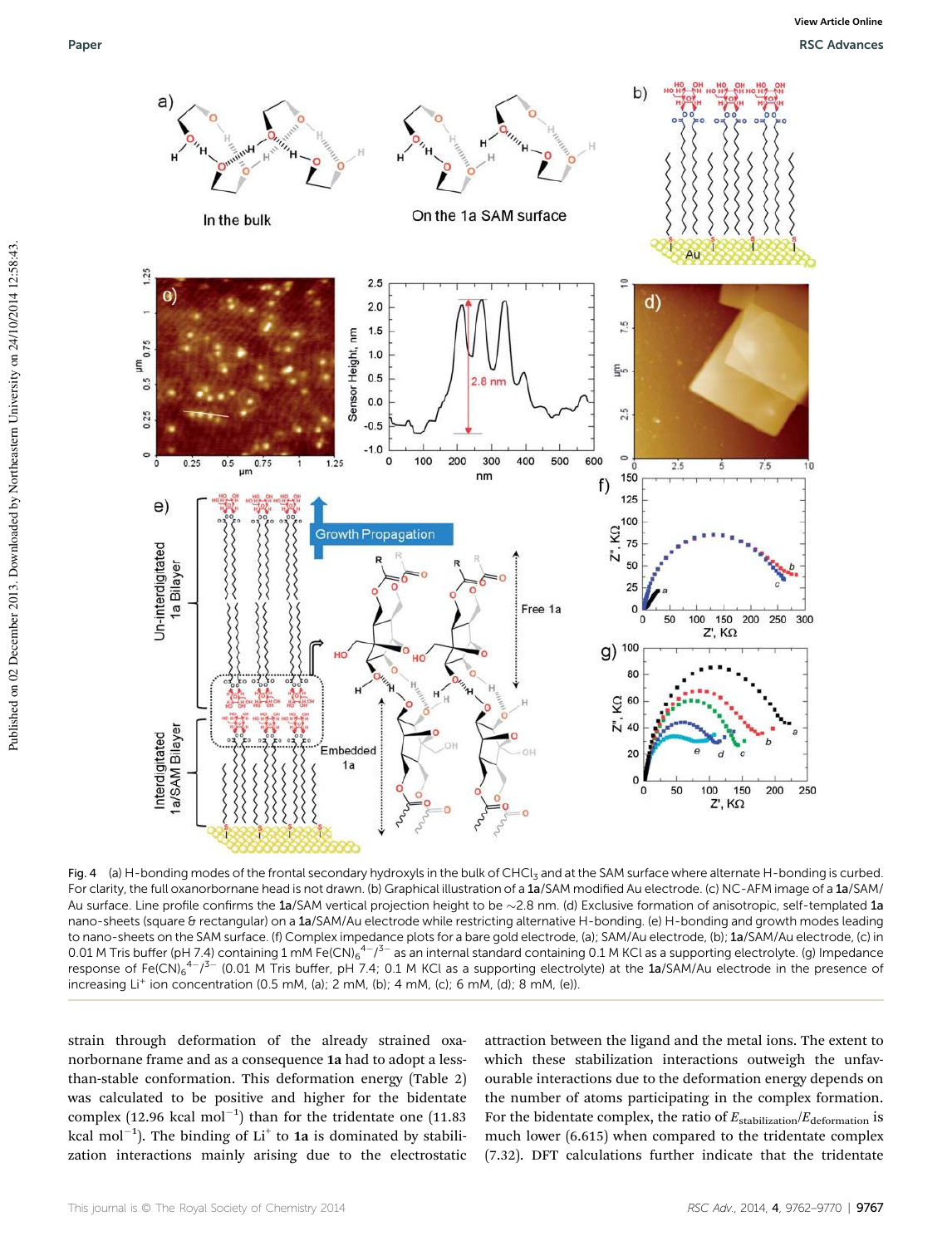Fig. 4 (a) H-bonding modes of the frontal secondary hydroxyls in the bulk of $CHCl_3$ and at the SAM surface where alternate H-bonding is curbed. For clarity, the full oxanorbornane head is not drawn. (b) Graphical illustration of a **1a**/SAM modified Au electrode. (c) NC-AFM image of a **1a**/SAM/Au surface. Line profile confirms the **1a**/SAM vertical projection height to be ~2.8 nm. (d) Exclusive formation of anisotropic, self-templated **1a** nano-sheets (square & rectangular) on a **1a**/SAM/Au electrode while restricting alternative H-bonding. (e) H-bonding and growth modes leading to nano-sheets on the SAM surface. (f) Complex impedance plots for a bare gold electrode, (a); SAM/Au electrode, (b); **1a**/SAM/Au electrode, (c) in 0.01 M Tris buffer (pH 7.4) containing 1 mM $Fe(CN)_6^{4-/3-}$ as an internal standard containing 0.1 M KCl as a supporting electrolyte. (g) Impedance response of $Fe(CN)_6^{4-/3-}$ (0.01 M Tris buffer, pH 7.4; 0.1 M KCl as a supporting electrolyte) at the **1a**/SAM/Au electrode in the presence of increasing $Li^+$ ion concentration (0.5 mM, (a); 2 mM, (b); 4 mM, (c); 6 mM, (d); 8 mM, (e)).

strain through deformation of the already strained oxanorbornane frame and as a consequence **1a** had to adopt a less-than-stable conformation. This deformation energy (Table 2) was calculated to be positive and higher for the bidentate complex (12.96 kcal $mol^{-1}$) than for the tridentate one (11.83 kcal $mol^{-1}$). The binding of $Li^+$ to **1a** is dominated by stabilization interactions mainly arising due to the electrostatic attraction between the ligand and the metal ions. The extent to which these stabilization interactions outweigh the unfavourable interactions due to the deformation energy depends on the number of atoms participating in the complex formation. For the bidentate complex, the ratio of $E_{stabilization}/E_{deformation}$ is much lower (6.615) when compared to the tridentate complex (7.32). DFT calculations further indicate that the tridentate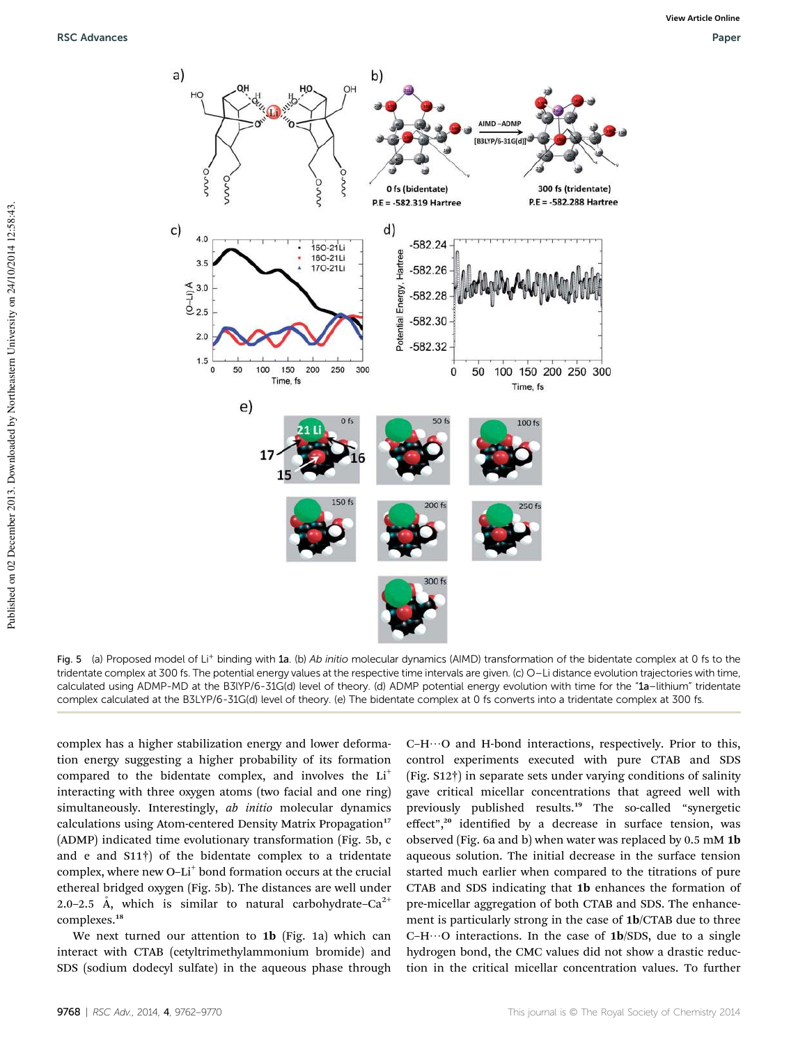Fig. 5 (a) Proposed model of $Li^+$ binding with **1a**. (b) *Ab initio* molecular dynamics (AIMD) transformation of the bidentate complex at 0 fs to the tridentate complex at 300 fs. The potential energy values at the respective time intervals are given. (c) O–Li distance evolution trajectories with time, calculated using ADMP-MD at the B3lYP/6-31G(d) level of theory. (d) ADMP potential energy evolution with time for the "**1a**–lithium" tridentate complex calculated at the B3LYP/6-31G(d) level of theory. (e) The bidentate complex at 0 fs converts into a tridentate complex at 300 fs.

complex has a higher stabilization energy and lower deformation energy suggesting a higher probability of its formation compared to the bidentate complex, and involves the $Li^+$ interacting with three oxygen atoms (two facial and one ring) simultaneously. Interestingly, *ab initio* molecular dynamics calculations using Atom-centered Density Matrix Propagation[17] (ADMP) indicated time evolutionary transformation (Fig. 5b, c and e and S11†) of the bidentate complex to a tridentate complex, where new O–$Li^+$ bond formation occurs at the crucial ethereal bridged oxygen (Fig. 5b). The distances are well under 2.0–2.5 Å, which is similar to natural carbohydrate–$Ca^{2+}$ complexes.[18]

We next turned our attention to **1b** (Fig. 1a) which can interact with CTAB (cetyltrimethylammonium bromide) and SDS (sodium dodecyl sulfate) in the aqueous phase through C–H⋯O and H-bond interactions, respectively. Prior to this, control experiments executed with pure CTAB and SDS (Fig. S12†) in separate sets under varying conditions of salinity gave critical micellar concentrations that agreed well with previously published results.[19] The so-called "synergetic effect",[20] identified by a decrease in surface tension, was observed (Fig. 6a and b) when water was replaced by 0.5 mM **1b** aqueous solution. The initial decrease in the surface tension started much earlier when compared to the titrations of pure CTAB and SDS indicating that **1b** enhances the formation of pre-micellar aggregation of both CTAB and SDS. The enhancement is particularly strong in the case of **1b**/CTAB due to three C–H⋯O interactions. In the case of **1b**/SDS, due to a single hydrogen bond, the CMC values did not show a drastic reduction in the critical micellar concentration values. To further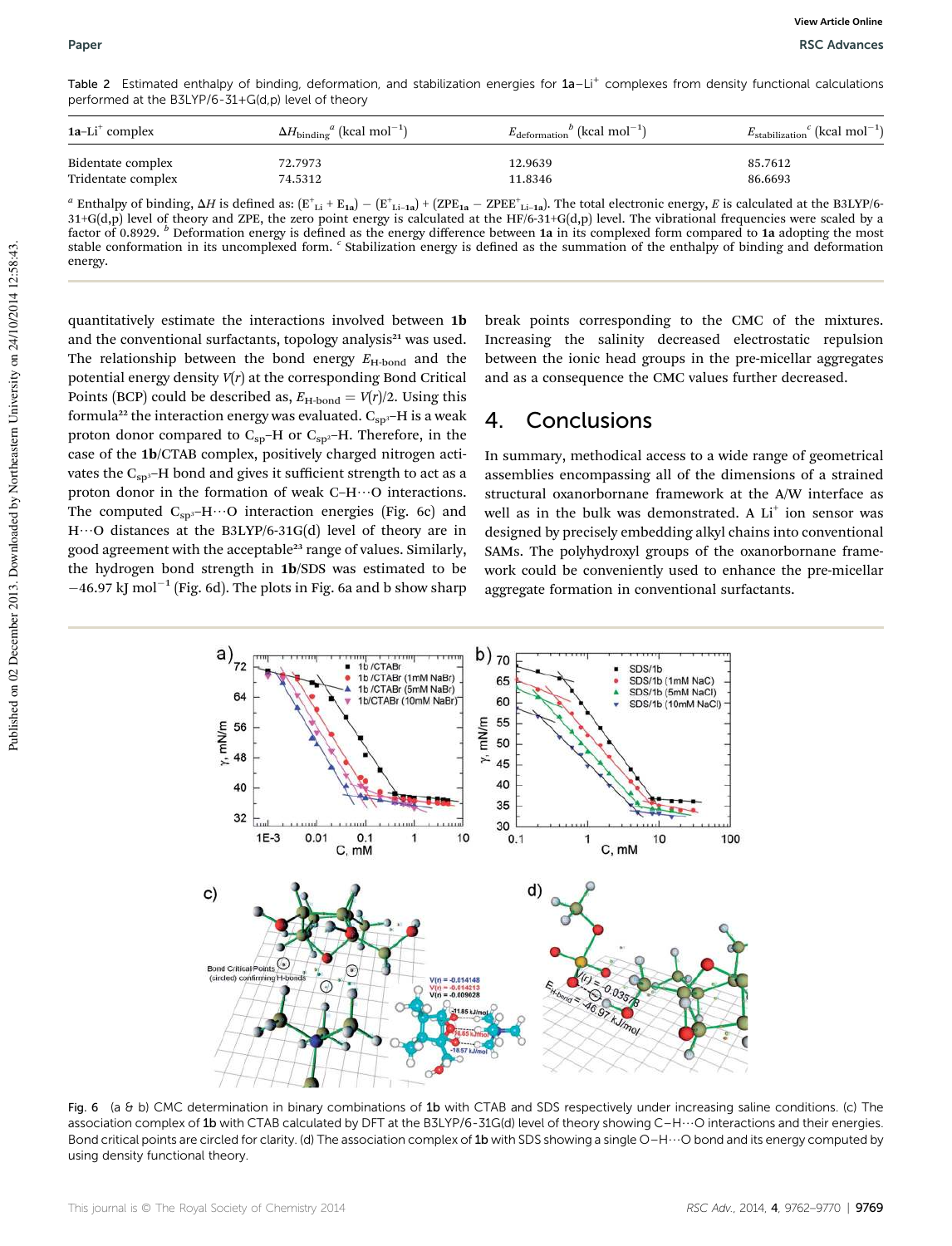Table 2 Estimated enthalpy of binding, deformation, and stabilization energies for **1a**–$Li^+$ complexes from density functional calculations performed at the B3LYP/6-31+G(d,p) level of theory

| **1a**–$Li^+$ complex | $\Delta H_{binding}$[a] (kcal $mol^{-1}$) | $E_{deformation}$[b] (kcal $mol^{-1}$) | $E_{stabilization}$[c] (kcal $mol^{-1}$) |
|---|---|---|---|
| Bidentate complex | 72.7973 | 12.9639 | 85.7612 |
| Tridentate complex | 74.5312 | 11.8346 | 86.6693 |

[a] Enthalpy of binding, $\Delta H$ is defined as: $(E^+_{Li} + E_{1a}) - (E^+_{Li\text{-}1a}) + (ZPE_{1a} - ZPEE^+_{Li\text{-}1a})$. The total electronic energy, $E$ is calculated at the B3LYP/6-31+G(d,p) level of theory and ZPE, the zero point energy is calculated at the HF/6-31+G(d,p) level. The vibrational frequencies were scaled by a factor of 0.8929. [b] Deformation energy is defined as the energy difference between **1a** in its complexed form compared to **1a** adopting the most stable conformation in its uncomplexed form. [c] Stabilization energy is defined as the summation of the enthalpy of binding and deformation energy.

quantitatively estimate the interactions involved between **1b** and the conventional surfactants, topology analysis[21] was used. The relationship between the bond energy $E_{H\text{-bond}}$ and the potential energy density $V(r)$ at the corresponding Bond Critical Points (BCP) could be described as, $E_{H\text{-bond}} = V(r)/2$. Using this formula[22] the interaction energy was evaluated. $C_{sp^3}$–H is a weak proton donor compared to $C_{sp}$–H or $C_{sp^2}$–H. Therefore, in the case of the **1b**/CTAB complex, positively charged nitrogen activates the $C_{sp^3}$–H bond and gives it sufficient strength to act as a proton donor in the formation of weak C–H⋯O interactions. The computed $C_{sp^3}$–H⋯O interaction energies (Fig. 6c) and H⋯O distances at the B3LYP/6-31G(d) level of theory are in good agreement with the acceptable[23] range of values. Similarly, the hydrogen bond strength in **1b**/SDS was estimated to be −46.97 kJ $mol^{-1}$ (Fig. 6d). The plots in Fig. 6a and b show sharp break points corresponding to the CMC of the mixtures. Increasing the salinity decreased electrostatic repulsion between the ionic head groups in the pre-micellar aggregates and as a consequence the CMC values further decreased.

## 4. Conclusions

In summary, methodical access to a wide range of geometrical assemblies encompassing all of the dimensions of a strained structural oxanorbornane framework at the A/W interface as well as in the bulk was demonstrated. A $Li^+$ ion sensor was designed by precisely embedding alkyl chains into conventional SAMs. The polyhydroxyl groups of the oxanorbornane framework could be conveniently used to enhance the pre-micellar aggregate formation in conventional surfactants.

Fig. 6 (a & b) CMC determination in binary combinations of **1b** with CTAB and SDS respectively under increasing saline conditions. (c) The association complex of **1b** with CTAB calculated by DFT at the B3LYP/6-31G(d) level of theory showing C–H⋯O interactions and their energies. Bond critical points are circled for clarity. (d) The association complex of **1b** with SDS showing a single O–H⋯O bond and its energy computed by using density functional theory.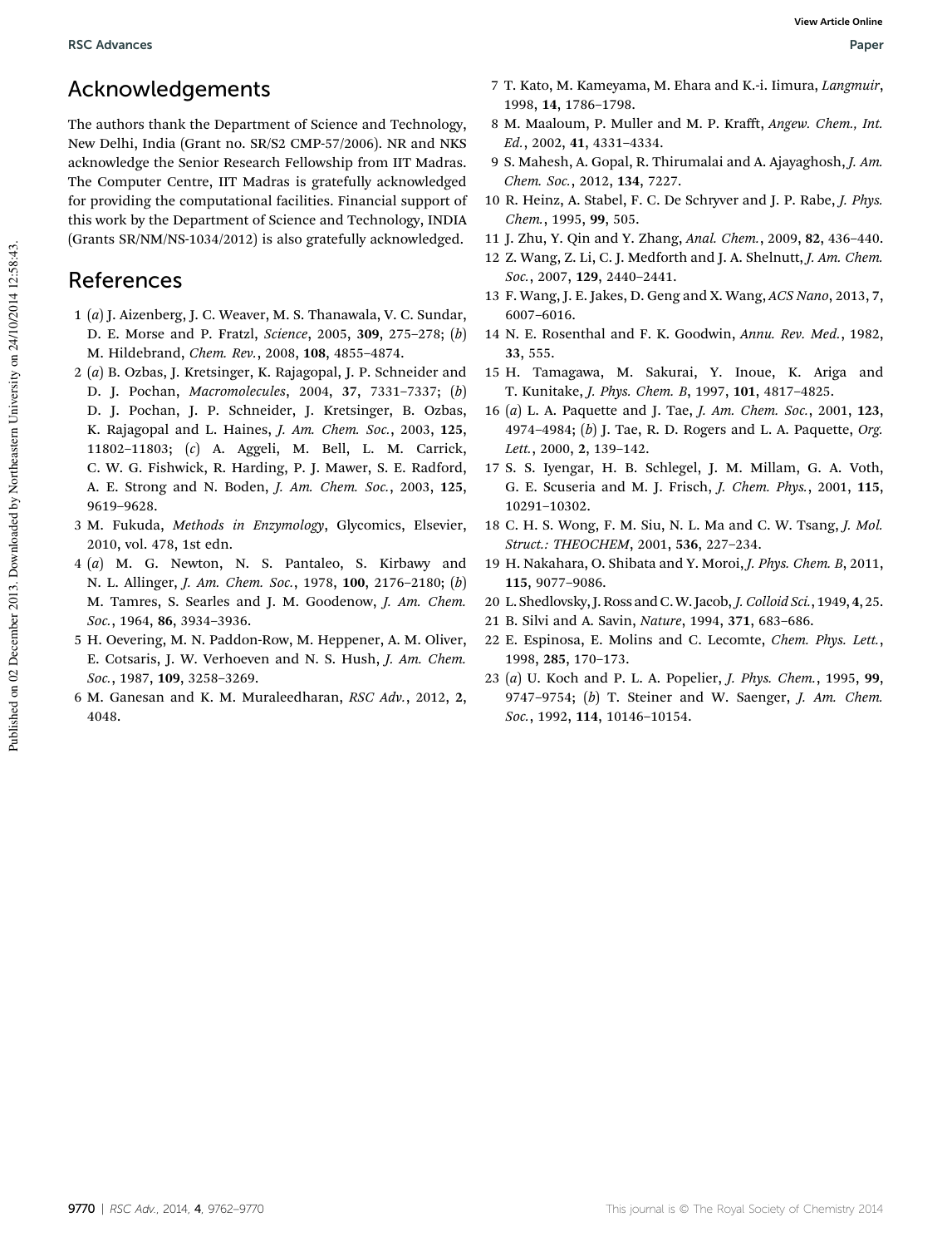## Acknowledgements

The authors thank the Department of Science and Technology, New Delhi, India (Grant no. SR/S2 CMP-57/2006). NR and NKS acknowledge the Senior Research Fellowship from IIT Madras. The Computer Centre, IIT Madras is gratefully acknowledged for providing the computational facilities. Financial support of this work by the Department of Science and Technology, INDIA (Grants SR/NM/NS-1034/2012) is also gratefully acknowledged.

## References

1 (*a*) J. Aizenberg, J. C. Weaver, M. S. Thanawala, V. C. Sundar, D. E. Morse and P. Fratzl, *Science*, 2005, **309**, 275–278; (*b*) M. Hildebrand, *Chem. Rev.*, 2008, **108**, 4855–4874.

2 (*a*) B. Ozbas, J. Kretsinger, K. Rajagopal, J. P. Schneider and D. J. Pochan, *Macromolecules*, 2004, **37**, 7331–7337; (*b*) D. J. Pochan, J. P. Schneider, J. Kretsinger, B. Ozbas, K. Rajagopal and L. Haines, *J. Am. Chem. Soc.*, 2003, **125**, 11802–11803; (*c*) A. Aggeli, M. Bell, L. M. Carrick, C. W. G. Fishwick, R. Harding, P. J. Mawer, S. E. Radford, A. E. Strong and N. Boden, *J. Am. Chem. Soc.*, 2003, **125**, 9619–9628.

3 M. Fukuda, *Methods in Enzymology*, Glycomics, Elsevier, 2010, vol. 478, 1st edn.

4 (*a*) M. G. Newton, N. S. Pantaleo, S. Kirbawy and N. L. Allinger, *J. Am. Chem. Soc.*, 1978, **100**, 2176–2180; (*b*) M. Tamres, S. Searles and J. M. Goodenow, *J. Am. Chem. Soc.*, 1964, **86**, 3934–3936.

5 H. Oevering, M. N. Paddon-Row, M. Heppener, A. M. Oliver, E. Cotsaris, J. W. Verhoeven and N. S. Hush, *J. Am. Chem. Soc.*, 1987, **109**, 3258–3269.

6 M. Ganesan and K. M. Muraleedharan, *RSC Adv.*, 2012, **2**, 4048.

7 T. Kato, M. Kameyama, M. Ehara and K.-i. Iimura, *Langmuir*, 1998, **14**, 1786–1798.

8 M. Maaloum, P. Muller and M. P. Krafft, *Angew. Chem., Int. Ed.*, 2002, **41**, 4331–4334.

9 S. Mahesh, A. Gopal, R. Thirumalai and A. Ajayaghosh, *J. Am. Chem. Soc.*, 2012, **134**, 7227.

10 R. Heinz, A. Stabel, F. C. De Schryver and J. P. Rabe, *J. Phys. Chem.*, 1995, **99**, 505.

11 J. Zhu, Y. Qin and Y. Zhang, *Anal. Chem.*, 2009, **82**, 436–440.

12 Z. Wang, Z. Li, C. J. Medforth and J. A. Shelnutt, *J. Am. Chem. Soc.*, 2007, **129**, 2440–2441.

13 F. Wang, J. E. Jakes, D. Geng and X. Wang, *ACS Nano*, 2013, **7**, 6007–6016.

14 N. E. Rosenthal and F. K. Goodwin, *Annu. Rev. Med.*, 1982, **33**, 555.

15 H. Tamagawa, M. Sakurai, Y. Inoue, K. Ariga and T. Kunitake, *J. Phys. Chem. B*, 1997, **101**, 4817–4825.

16 (*a*) L. A. Paquette and J. Tae, *J. Am. Chem. Soc.*, 2001, **123**, 4974–4984; (*b*) J. Tae, R. D. Rogers and L. A. Paquette, *Org. Lett.*, 2000, **2**, 139–142.

17 S. S. Iyengar, H. B. Schlegel, J. M. Millam, G. A. Voth, G. E. Scuseria and M. J. Frisch, *J. Chem. Phys.*, 2001, **115**, 10291–10302.

18 C. H. S. Wong, F. M. Siu, N. L. Ma and C. W. Tsang, *J. Mol. Struct.: THEOCHEM*, 2001, **536**, 227–234.

19 H. Nakahara, O. Shibata and Y. Moroi, *J. Phys. Chem. B*, 2011, **115**, 9077–9086.

20 L. Shedlovsky, J. Ross and C. W. Jacob, *J. Colloid Sci.*, 1949, **4**, 25.

21 B. Silvi and A. Savin, *Nature*, 1994, **371**, 683–686.

22 E. Espinosa, E. Molins and C. Lecomte, *Chem. Phys. Lett.*, 1998, **285**, 170–173.

23 (*a*) U. Koch and P. L. A. Popelier, *J. Phys. Chem.*, 1995, **99**, 9747–9754; (*b*) T. Steiner and W. Saenger, *J. Am. Chem. Soc.*, 1992, **114**, 10146–10154.